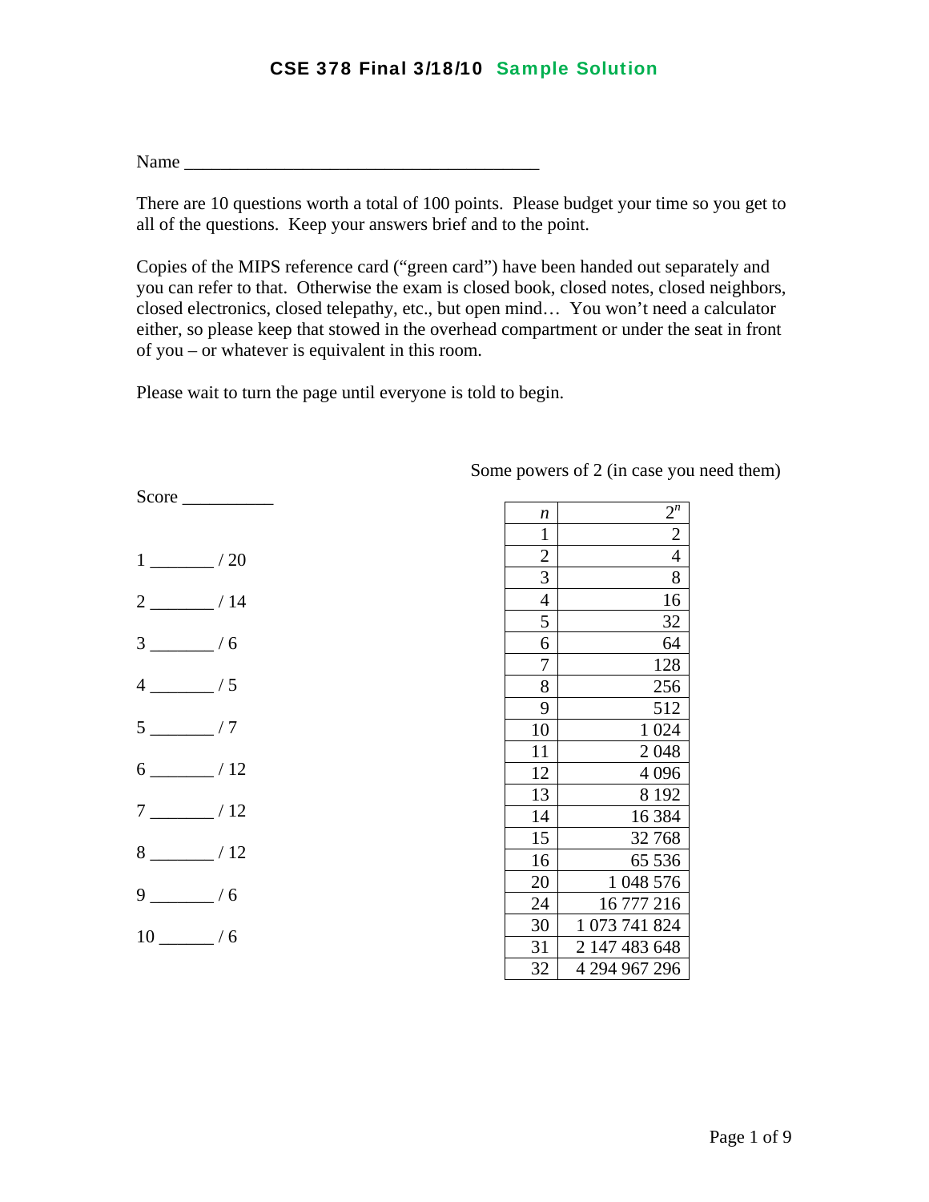# CSE 378 Final 3/18/10 Sample Solution

Name ________________________________________

There are 10 questions worth a total of 100 points. Please budget your time so you get to all of the questions. Keep your answers brief and to the point.

Copies of the MIPS reference card ("green card") have been handed out separately and you can refer to that. Otherwise the exam is closed book, closed notes, closed neighbors, closed electronics, closed telepathy, etc., but open mind… You won't need a calculator either, so please keep that stowed in the overhead compartment or under the seat in front of you – or whatever is equivalent in this room.

Please wait to turn the page until everyone is told to begin.

Score __________

1 _______ / 20

2 _______ / 14

3 _______ / 6

4 _______ / 5

5 _______ / 7

6 _______ / 12

7 _______ / 12

8 _______ / 12

9 _______ / 6

10 ______ / 6

Some powers of 2 (in case you need them)

| $n$ | $2^n$ |
|---|---|
| 1 | 2 |
| 2 | 4 |
| 3 | 8 |
| 4 | 16 |
| 5 | 32 |
| 6 | 64 |
| 7 | 128 |
| 8 | 256 |
| 9 | 512 |
| 10 | 1 024 |
| 11 | 2 048 |
| 12 | 4 096 |
| 13 | 8 192 |
| 14 | 16 384 |
| 15 | 32 768 |
| 16 | 65 536 |
| 20 | 1 048 576 |
| 24 | 16 777 216 |
| 30 | 1 073 741 824 |
| 31 | 2 147 483 648 |
| 32 | 4 294 967 296 |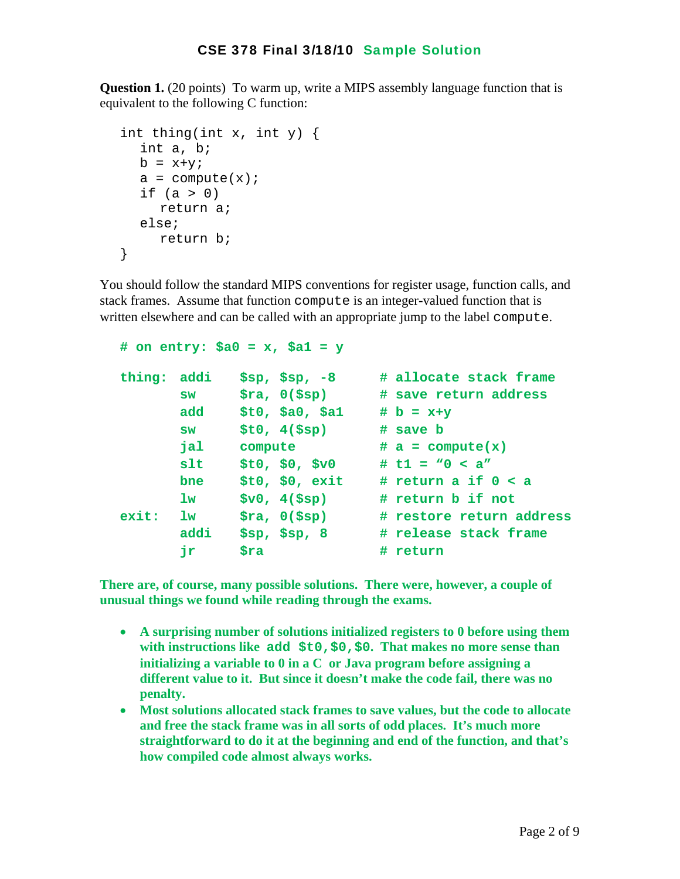## CSE 378 Final 3/18/10 Sample Solution

**Question 1.** (20 points) To warm up, write a MIPS assembly language function that is equivalent to the following C function:

```
int thing(int x, int y) {
   int a, b;
   b = x+y;
   a = compute(x);
   if (a > 0)
      return a;
   else;
      return b;
}
```

You should follow the standard MIPS conventions for register usage, function calls, and stack frames. Assume that function `compute` is an integer-valued function that is written elsewhere and can be called with an appropriate jump to the label `compute`.

```
# on entry: $a0 = x, $a1 = y

thing:  addi   $sp, $sp, -8      # allocate stack frame
        sw     $ra, 0($sp)       # save return address
        add    $t0, $a0, $a1     # b = x+y
        sw     $t0, 4($sp)       # save b
        jal    compute           # a = compute(x)
        slt    $t0, $0, $v0      # t1 = "0 < a"
        bne    $t0, $0, exit     # return a if 0 < a
        lw     $v0, 4($sp)       # return b if not
exit:   lw     $ra, 0($sp)       # restore return address
        addi   $sp, $sp, 8       # release stack frame
        jr     $ra               # return
```

**There are, of course, many possible solutions. There were, however, a couple of unusual things we found while reading through the exams.**

- **A surprising number of solutions initialized registers to 0 before using them with instructions like `add $t0,$0,$0`. That makes no more sense than initializing a variable to 0 in a C or Java program before assigning a different value to it. But since it doesn't make the code fail, there was no penalty.**
- **Most solutions allocated stack frames to save values, but the code to allocate and free the stack frame was in all sorts of odd places. It's much more straightforward to do it at the beginning and end of the function, and that's how compiled code almost always works.**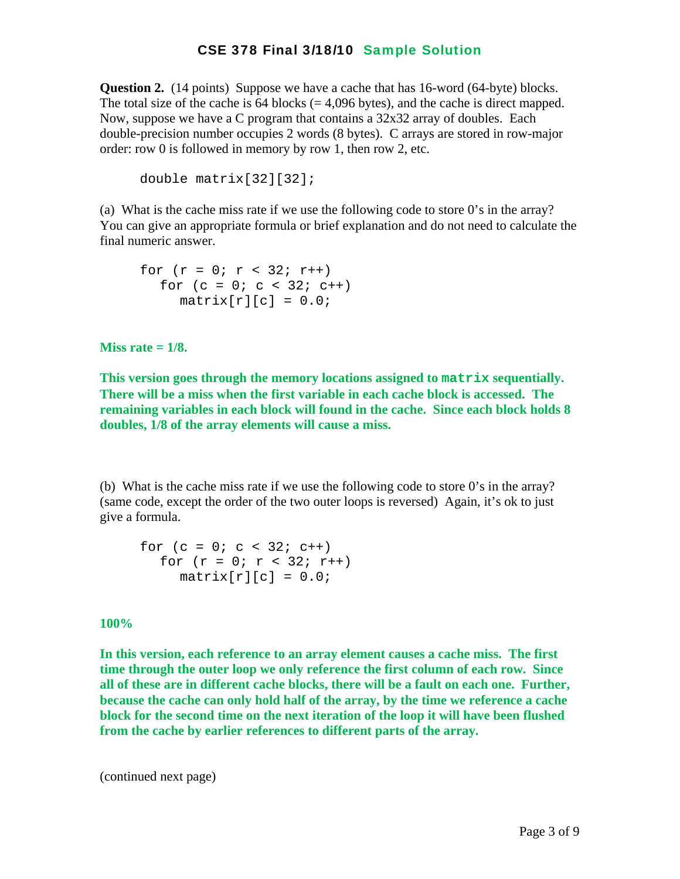## CSE 378 Final 3/18/10 Sample Solution

**Question 2.** (14 points) Suppose we have a cache that has 16-word (64-byte) blocks. The total size of the cache is 64 blocks (= 4,096 bytes), and the cache is direct mapped. Now, suppose we have a C program that contains a 32x32 array of doubles. Each double-precision number occupies 2 words (8 bytes). C arrays are stored in row-major order: row 0 is followed in memory by row 1, then row 2, etc.

```
double matrix[32][32];
```

(a) What is the cache miss rate if we use the following code to store 0's in the array? You can give an appropriate formula or brief explanation and do not need to calculate the final numeric answer.

```
for (r = 0; r < 32; r++)
   for (c = 0; c < 32; c++)
      matrix[r][c] = 0.0;
```

**Miss rate = 1/8.**

**This version goes through the memory locations assigned to `matrix` sequentially. There will be a miss when the first variable in each cache block is accessed. The remaining variables in each block will found in the cache. Since each block holds 8 doubles, 1/8 of the array elements will cause a miss.**

(b) What is the cache miss rate if we use the following code to store 0's in the array? (same code, except the order of the two outer loops is reversed) Again, it's ok to just give a formula.

```
for (c = 0; c < 32; c++)
   for (r = 0; r < 32; r++)
      matrix[r][c] = 0.0;
```

**100%**

**In this version, each reference to an array element causes a cache miss. The first time through the outer loop we only reference the first column of each row. Since all of these are in different cache blocks, there will be a fault on each one. Further, because the cache can only hold half of the array, by the time we reference a cache block for the second time on the next iteration of the loop it will have been flushed from the cache by earlier references to different parts of the array.**

(continued next page)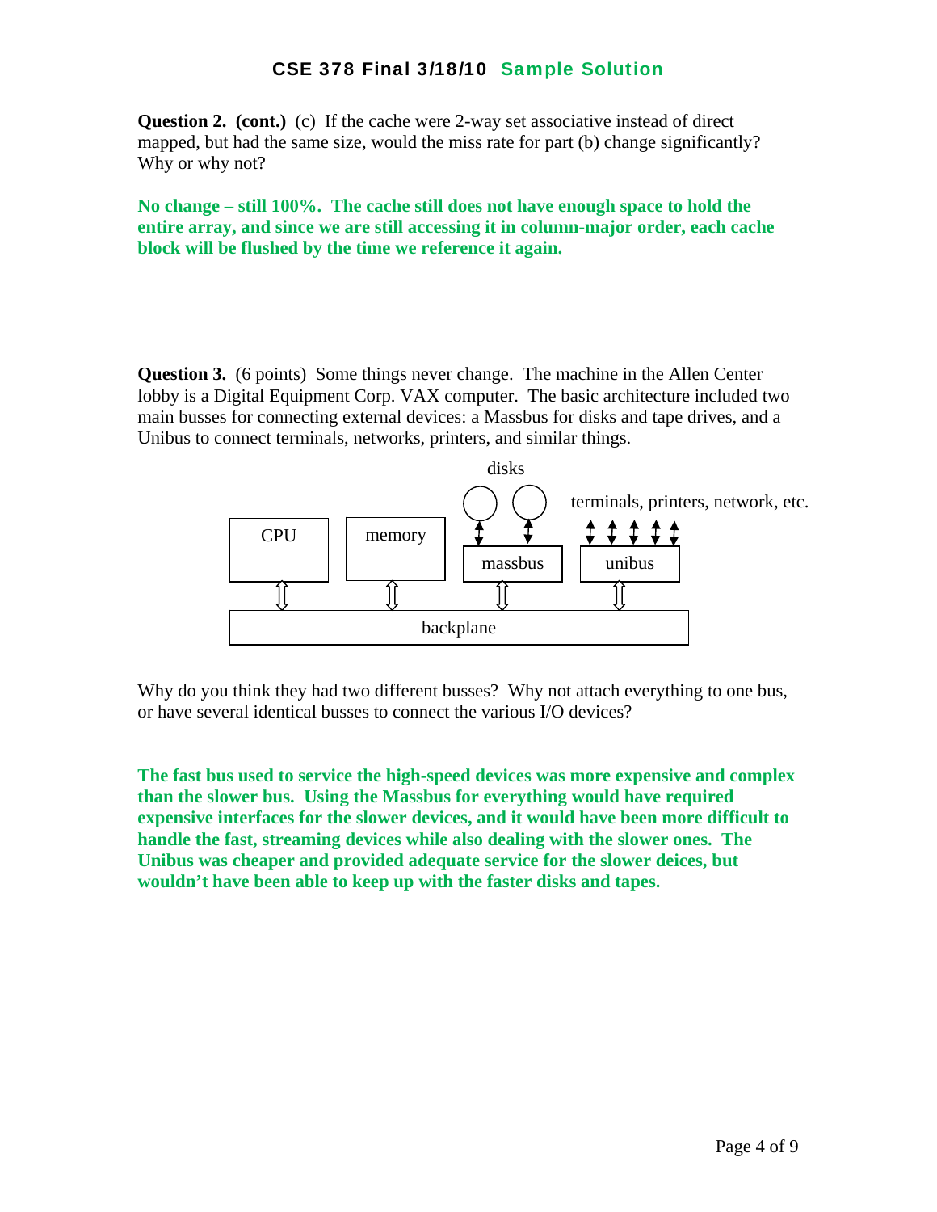**CSE 378 Final 3/18/10 Sample Solution**

**Question 2. (cont.)** (c) If the cache were 2-way set associative instead of direct mapped, but had the same size, would the miss rate for part (b) change significantly? Why or why not?

**No change – still 100%. The cache still does not have enough space to hold the entire array, and since we are still accessing it in column-major order, each cache block will be flushed by the time we reference it again.**

**Question 3.** (6 points) Some things never change. The machine in the Allen Center lobby is a Digital Equipment Corp. VAX computer. The basic architecture included two main busses for connecting external devices: a Massbus for disks and tape drives, and a Unibus to connect terminals, networks, printers, and similar things.

disks

terminals, printers, network, etc.

CPU | memory | massbus | unibus

backplane

Why do you think they had two different busses? Why not attach everything to one bus, or have several identical busses to connect the various I/O devices?

**The fast bus used to service the high-speed devices was more expensive and complex than the slower bus. Using the Massbus for everything would have required expensive interfaces for the slower devices, and it would have been more difficult to handle the fast, streaming devices while also dealing with the slower ones. The Unibus was cheaper and provided adequate service for the slower deices, but wouldn't have been able to keep up with the faster disks and tapes.**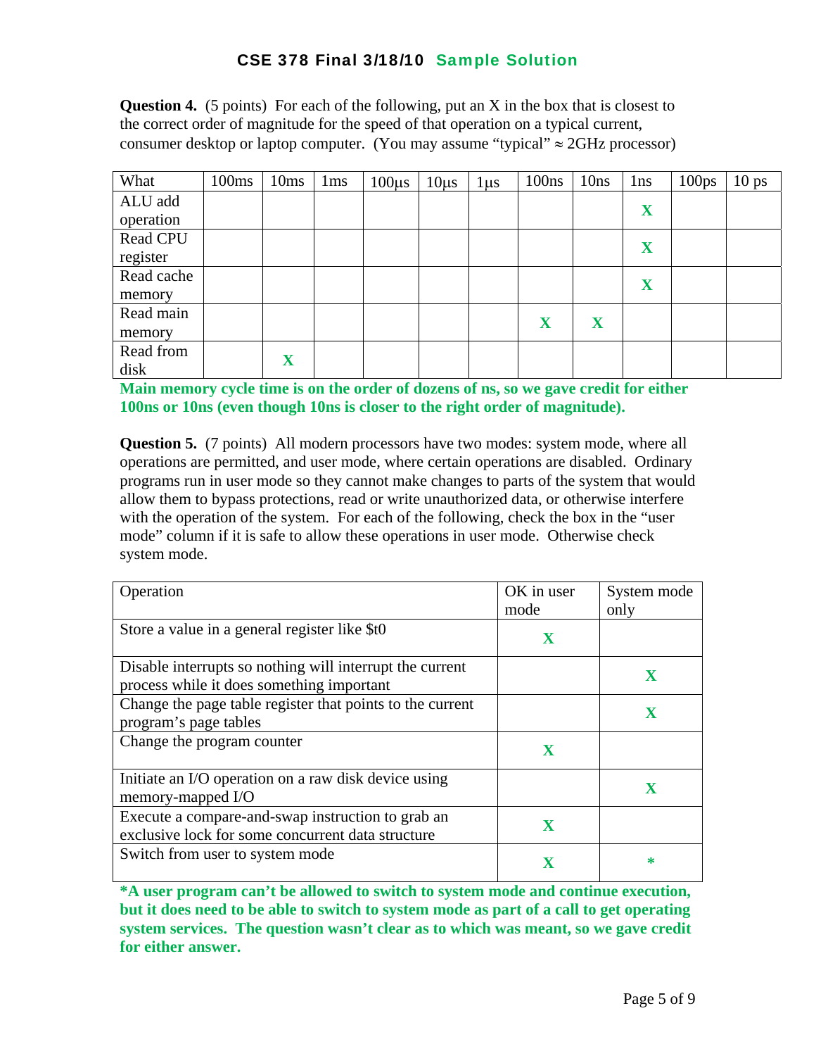# CSE 378 Final 3/18/10 Sample Solution

**Question 4.** (5 points) For each of the following, put an X in the box that is closest to the correct order of magnitude for the speed of that operation on a typical current, consumer desktop or laptop computer. (You may assume "typical" ≈ 2GHz processor)

| What | 100ms | 10ms | 1ms | 100μs | 10μs | 1μs | 100ns | 10ns | 1ns | 100ps | 10 ps |
|---|---|---|---|---|---|---|---|---|---|---|---|
| ALU add operation | | | | | | | | | **X** | | |
| Read CPU register | | | | | | | | | **X** | | |
| Read cache memory | | | | | | | | | **X** | | |
| Read main memory | | | | | | | **X** | **X** | | | |
| Read from disk | | **X** | | | | | | | | | |

**Main memory cycle time is on the order of dozens of ns, so we gave credit for either 100ns or 10ns (even though 10ns is closer to the right order of magnitude).**

**Question 5.** (7 points) All modern processors have two modes: system mode, where all operations are permitted, and user mode, where certain operations are disabled. Ordinary programs run in user mode so they cannot make changes to parts of the system that would allow them to bypass protections, read or write unauthorized data, or otherwise interfere with the operation of the system. For each of the following, check the box in the "user mode" column if it is safe to allow these operations in user mode. Otherwise check system mode.

| Operation | OK in user mode | System mode only |
|---|---|---|
| Store a value in a general register like $t0 | **X** | |
| Disable interrupts so nothing will interrupt the current process while it does something important | | **X** |
| Change the page table register that points to the current program's page tables | | **X** |
| Change the program counter | **X** | |
| Initiate an I/O operation on a raw disk device using memory-mapped I/O | | **X** |
| Execute a compare-and-swap instruction to grab an exclusive lock for some concurrent data structure | **X** | |
| Switch from user to system mode | **X** | * |

***A user program can't be allowed to switch to system mode and continue execution, but it does need to be able to switch to system mode as part of a call to get operating system services. The question wasn't clear as to which was meant, so we gave credit for either answer.**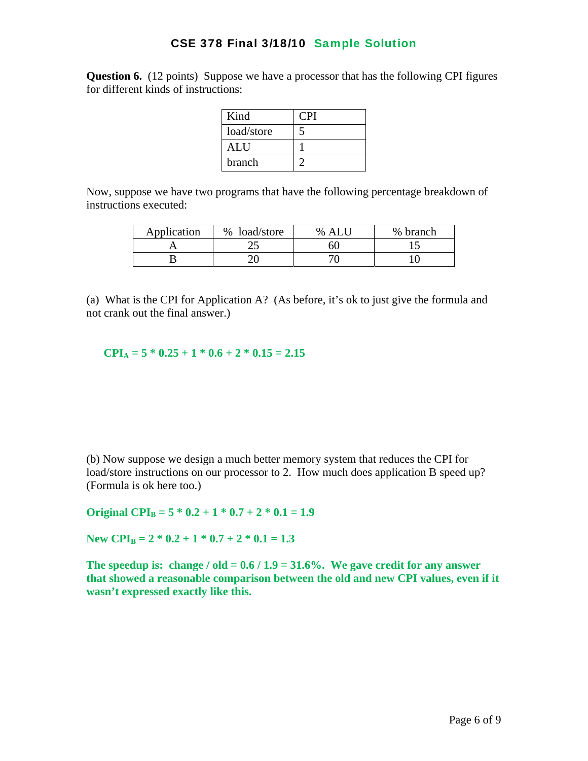# CSE 378 Final 3/18/10 Sample Solution

**Question 6.** (12 points) Suppose we have a processor that has the following CPI figures for different kinds of instructions:

| Kind | CPI |
|---|---|
| load/store | 5 |
| ALU | 1 |
| branch | 2 |

Now, suppose we have two programs that have the following percentage breakdown of instructions executed:

| Application | % load/store | % ALU | % branch |
|---|---|---|---|
| A | 25 | 60 | 15 |
| B | 20 | 70 | 10 |

(a) What is the CPI for Application A? (As before, it's ok to just give the formula and not crank out the final answer.)

**$CPI_A = 5 * 0.25 + 1 * 0.6 + 2 * 0.15 = 2.15$**

(b) Now suppose we design a much better memory system that reduces the CPI for load/store instructions on our processor to 2. How much does application B speed up? (Formula is ok here too.)

**Original $CPI_B = 5 * 0.2 + 1 * 0.7 + 2 * 0.1 = 1.9$**

**New $CPI_B = 2 * 0.2 + 1 * 0.7 + 2 * 0.1 = 1.3$**

**The speedup is: change / old = 0.6 / 1.9 = 31.6%. We gave credit for any answer that showed a reasonable comparison between the old and new CPI values, even if it wasn't expressed exactly like this.**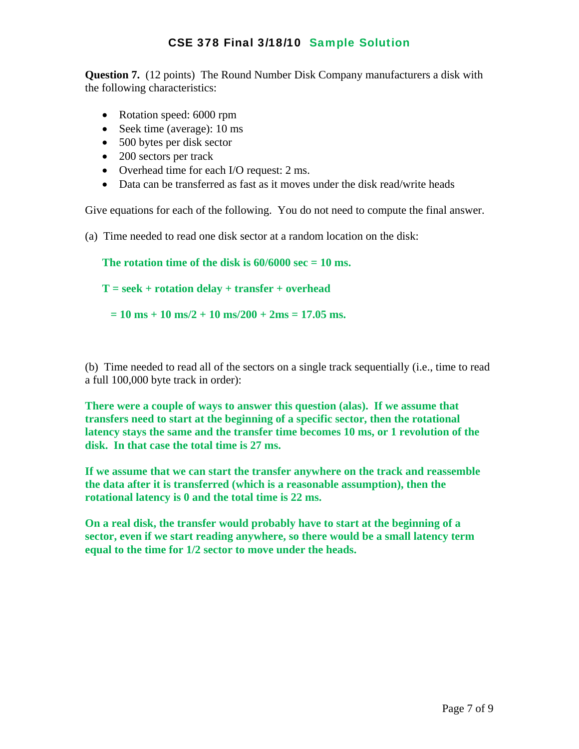**Question 7.** (12 points) The Round Number Disk Company manufacturers a disk with the following characteristics:

- Rotation speed: 6000 rpm
- Seek time (average): 10 ms
- 500 bytes per disk sector
- 200 sectors per track
- Overhead time for each I/O request: 2 ms.
- Data can be transferred as fast as it moves under the disk read/write heads

Give equations for each of the following. You do not need to compute the final answer.

(a) Time needed to read one disk sector at a random location on the disk:

**The rotation time of the disk is 60/6000 sec = 10 ms.**

**T = seek + rotation delay + transfer + overhead**

**= 10 ms + 10 ms/2 + 10 ms/200 + 2ms = 17.05 ms.**

(b) Time needed to read all of the sectors on a single track sequentially (i.e., time to read a full 100,000 byte track in order):

**There were a couple of ways to answer this question (alas). If we assume that transfers need to start at the beginning of a specific sector, then the rotational latency stays the same and the transfer time becomes 10 ms, or 1 revolution of the disk. In that case the total time is 27 ms.**

**If we assume that we can start the transfer anywhere on the track and reassemble the data after it is transferred (which is a reasonable assumption), then the rotational latency is 0 and the total time is 22 ms.**

**On a real disk, the transfer would probably have to start at the beginning of a sector, even if we start reading anywhere, so there would be a small latency term equal to the time for 1/2 sector to move under the heads.**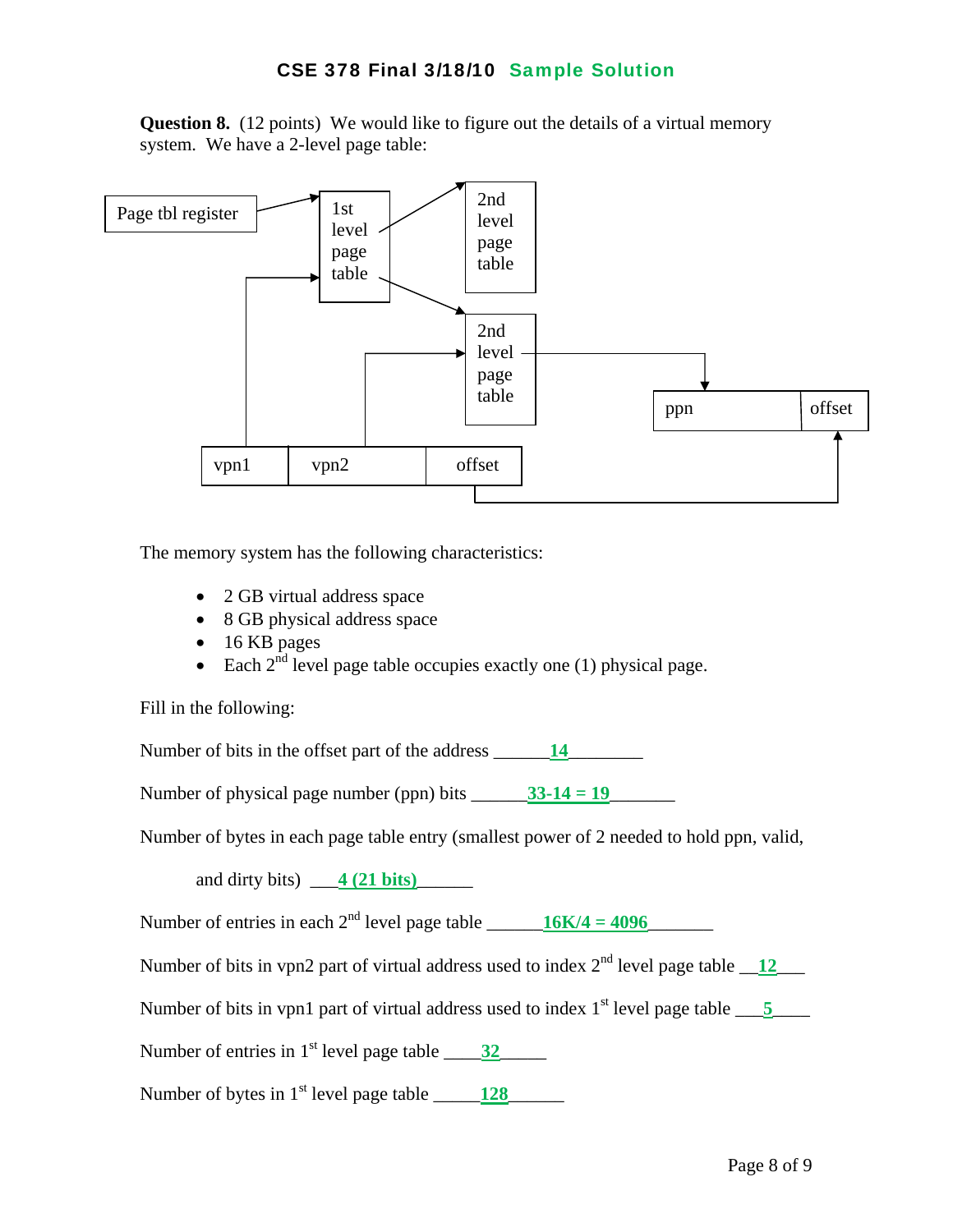**CSE 378 Final 3/18/10 Sample Solution**

**Question 8.** (12 points) We would like to figure out the details of a virtual memory system. We have a 2-level page table:

The memory system has the following characteristics:

- 2 GB virtual address space
- 8 GB physical address space
- 16 KB pages
- Each 2nd level page table occupies exactly one (1) physical page.

Fill in the following:

Number of bits in the offset part of the address ______**14**________

Number of physical page number (ppn) bits ______**33-14 = 19**_______

Number of bytes in each page table entry (smallest power of 2 needed to hold ppn, valid,

and dirty bits) ___**4 (21 bits)**______

Number of entries in each 2nd level page table ______**16K/4 = 4096**_______

Number of bits in vpn2 part of virtual address used to index 2nd level page table __**12**___

Number of bits in vpn1 part of virtual address used to index 1st level page table ___**5**____

Number of entries in 1st level page table ____**32**_____

Number of bytes in 1st level page table _____**128**______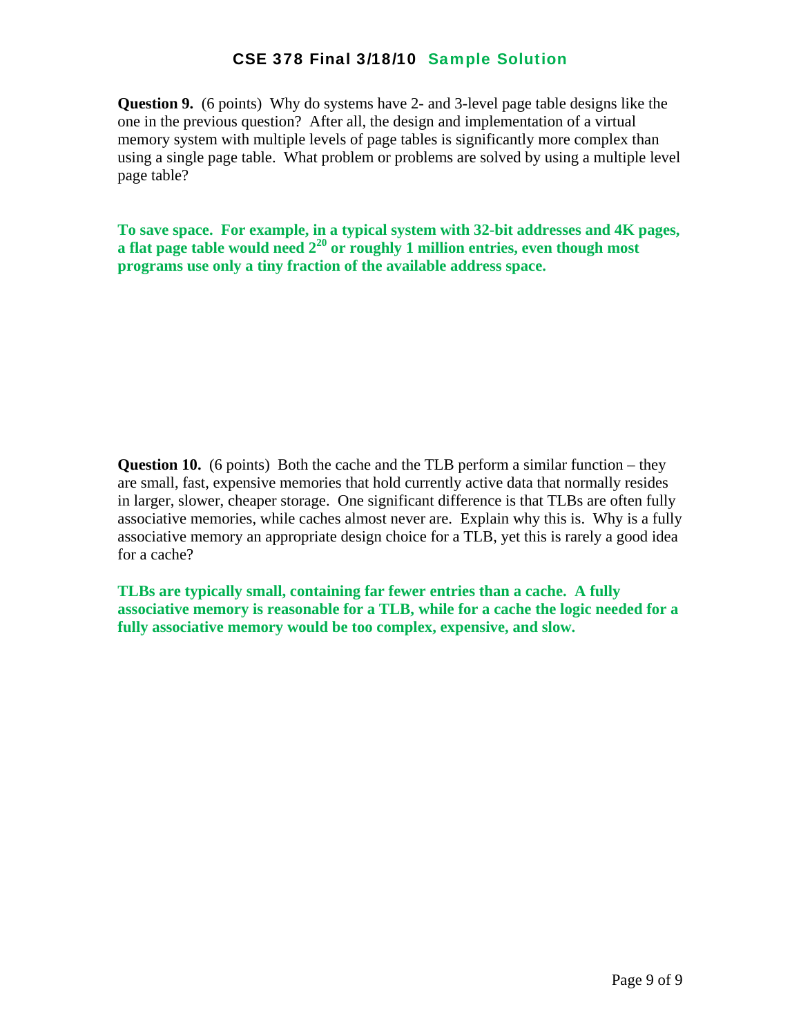**Question 9.** (6 points) Why do systems have 2- and 3-level page table designs like the one in the previous question? After all, the design and implementation of a virtual memory system with multiple levels of page tables is significantly more complex than using a single page table. What problem or problems are solved by using a multiple level page table?

**To save space. For example, in a typical system with 32-bit addresses and 4K pages, a flat page table would need $2^{20}$ or roughly 1 million entries, even though most programs use only a tiny fraction of the available address space.**

**Question 10.** (6 points) Both the cache and the TLB perform a similar function – they are small, fast, expensive memories that hold currently active data that normally resides in larger, slower, cheaper storage. One significant difference is that TLBs are often fully associative memories, while caches almost never are. Explain why this is. Why is a fully associative memory an appropriate design choice for a TLB, yet this is rarely a good idea for a cache?

**TLBs are typically small, containing far fewer entries than a cache. A fully associative memory is reasonable for a TLB, while for a cache the logic needed for a fully associative memory would be too complex, expensive, and slow.**